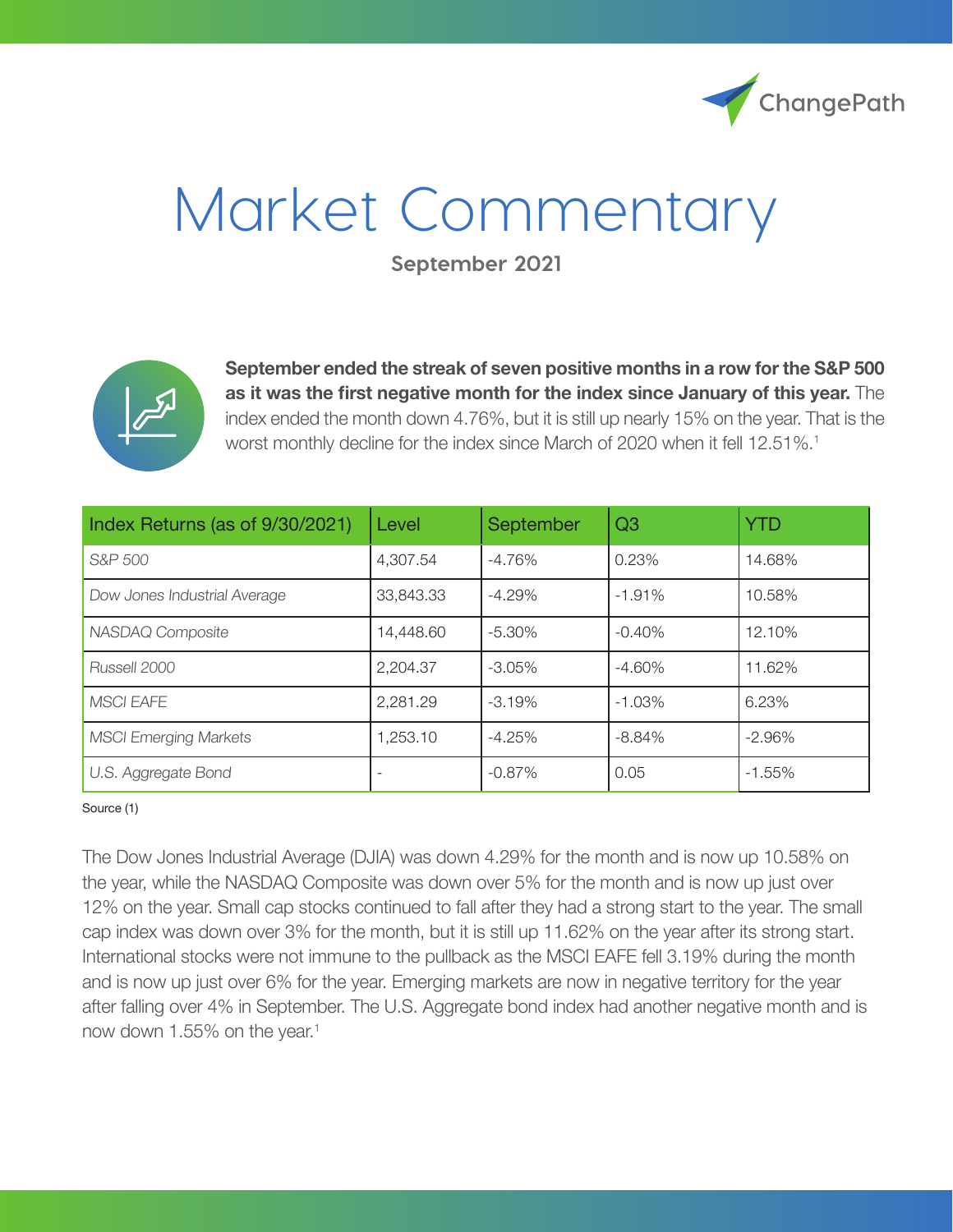ChangePath

# Market Commentary

**September 2021**

**September ended the streak of seven positive months in a row for the S&P 500 as it was the first negative month for the index since January of this year.** The index ended the month down 4.76%, but it is still up nearly 15% on the year. That is the worst monthly decline for the index since March of 2020 when it fell 12.51%.[1]

| Index Returns (as of 9/30/2021) | Level | September | Q3 | YTD |
|---|---|---|---|---|
| *S&P 500* | 4,307.54 | -4.76% | 0.23% | 14.68% |
| *Dow Jones Industrial Average* | 33,843.33 | -4.29% | -1.91% | 10.58% |
| *NASDAQ Composite* | 14,448.60 | -5.30% | -0.40% | 12.10% |
| *Russell 2000* | 2,204.37 | -3.05% | -4.60% | 11.62% |
| *MSCI EAFE* | 2,281.29 | -3.19% | -1.03% | 6.23% |
| *MSCI Emerging Markets* | 1,253.10 | -4.25% | -8.84% | -2.96% |
| *U.S. Aggregate Bond* | - | -0.87% | 0.05 | -1.55% |

Source (1)

The Dow Jones Industrial Average (DJIA) was down 4.29% for the month and is now up 10.58% on the year, while the NASDAQ Composite was down over 5% for the month and is now up just over 12% on the year. Small cap stocks continued to fall after they had a strong start to the year. The small cap index was down over 3% for the month, but it is still up 11.62% on the year after its strong start. International stocks were not immune to the pullback as the MSCI EAFE fell 3.19% during the month and is now up just over 6% for the year. Emerging markets are now in negative territory for the year after falling over 4% in September. The U.S. Aggregate bond index had another negative month and is now down 1.55% on the year.[1]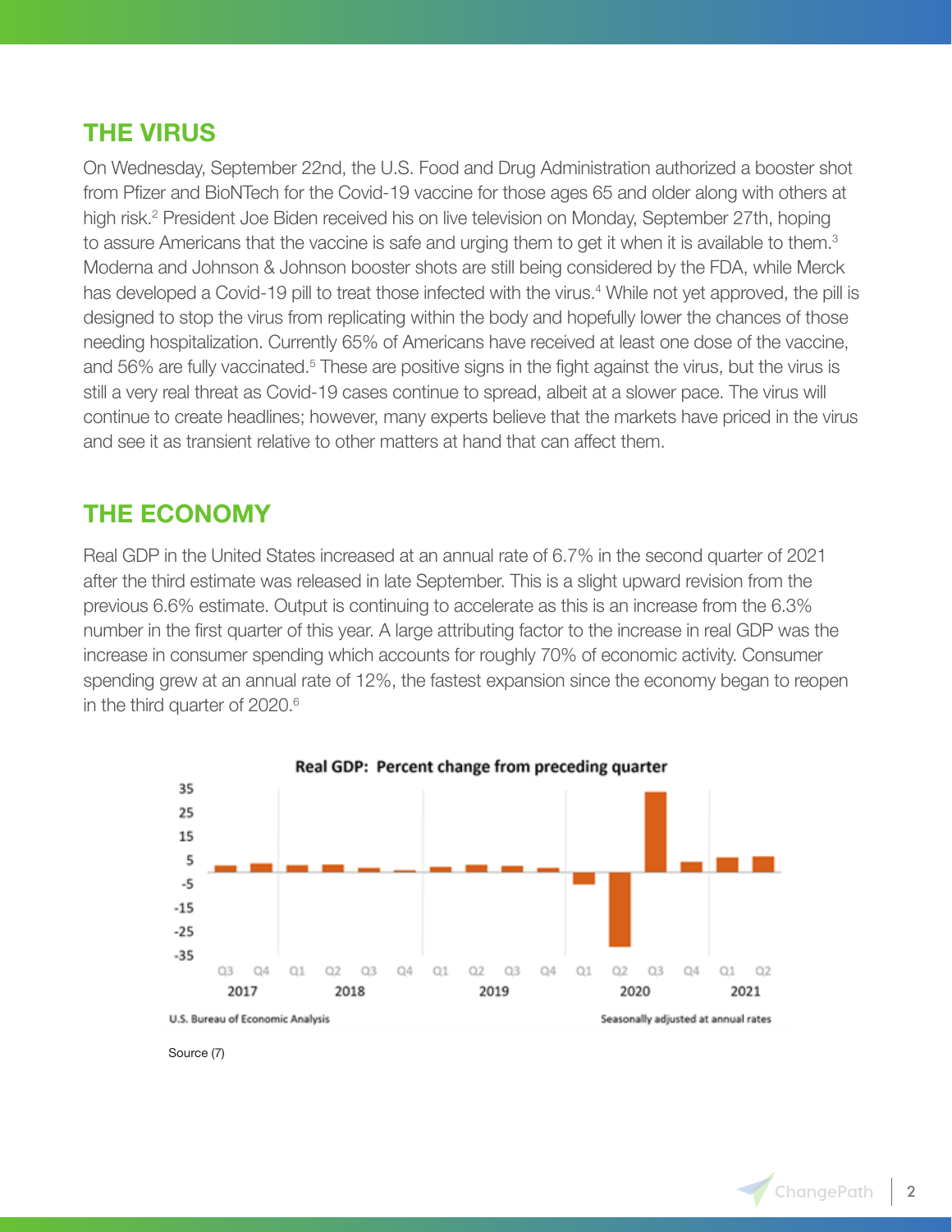## THE VIRUS

On Wednesday, September 22nd, the U.S. Food and Drug Administration authorized a booster shot from Pfizer and BioNTech for the Covid-19 vaccine for those ages 65 and older along with others at high risk.[2] President Joe Biden received his on live television on Monday, September 27th, hoping to assure Americans that the vaccine is safe and urging them to get it when it is available to them.[3] Moderna and Johnson & Johnson booster shots are still being considered by the FDA, while Merck has developed a Covid-19 pill to treat those infected with the virus.[4] While not yet approved, the pill is designed to stop the virus from replicating within the body and hopefully lower the chances of those needing hospitalization. Currently 65% of Americans have received at least one dose of the vaccine, and 56% are fully vaccinated.[5] These are positive signs in the fight against the virus, but the virus is still a very real threat as Covid-19 cases continue to spread, albeit at a slower pace. The virus will continue to create headlines; however, many experts believe that the markets have priced in the virus and see it as transient relative to other matters at hand that can affect them.

## THE ECONOMY

Real GDP in the United States increased at an annual rate of 6.7% in the second quarter of 2021 after the third estimate was released in late September. This is a slight upward revision from the previous 6.6% estimate. Output is continuing to accelerate as this is an increase from the 6.3% number in the first quarter of this year. A large attributing factor to the increase in real GDP was the increase in consumer spending which accounts for roughly 70% of economic activity. Consumer spending grew at an annual rate of 12%, the fastest expansion since the economy began to reopen in the third quarter of 2020.[6]

**Real GDP: Percent change from preceding quarter**

U.S. Bureau of Economic Analysis — Seasonally adjusted at annual rates

Source (7)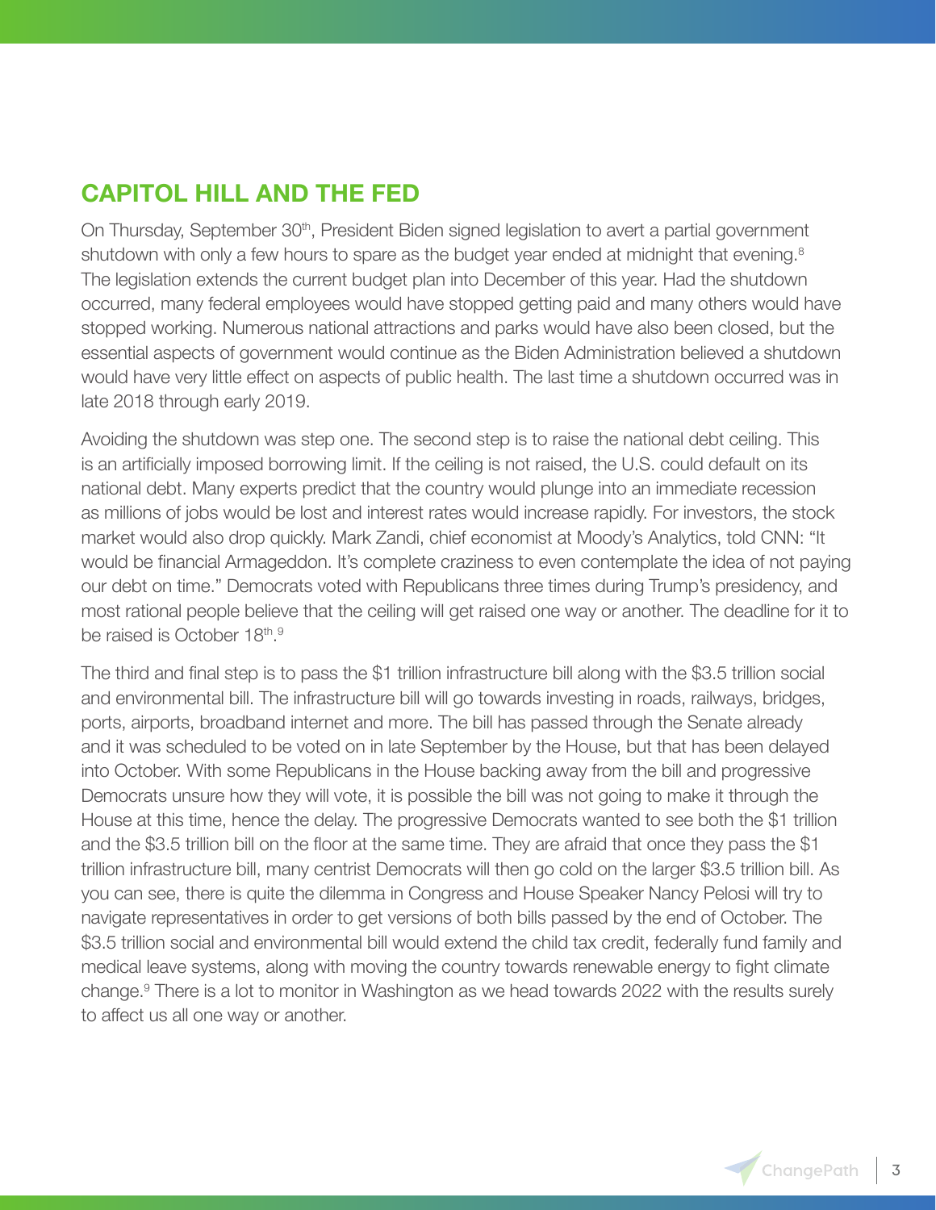## CAPITOL HILL AND THE FED

On Thursday, September 30th, President Biden signed legislation to avert a partial government shutdown with only a few hours to spare as the budget year ended at midnight that evening.[8] The legislation extends the current budget plan into December of this year. Had the shutdown occurred, many federal employees would have stopped getting paid and many others would have stopped working. Numerous national attractions and parks would have also been closed, but the essential aspects of government would continue as the Biden Administration believed a shutdown would have very little effect on aspects of public health. The last time a shutdown occurred was in late 2018 through early 2019.

Avoiding the shutdown was step one. The second step is to raise the national debt ceiling. This is an artificially imposed borrowing limit. If the ceiling is not raised, the U.S. could default on its national debt. Many experts predict that the country would plunge into an immediate recession as millions of jobs would be lost and interest rates would increase rapidly. For investors, the stock market would also drop quickly. Mark Zandi, chief economist at Moody's Analytics, told CNN: "It would be financial Armageddon. It's complete craziness to even contemplate the idea of not paying our debt on time." Democrats voted with Republicans three times during Trump's presidency, and most rational people believe that the ceiling will get raised one way or another. The deadline for it to be raised is October 18th.[9]

The third and final step is to pass the $1 trillion infrastructure bill along with the $3.5 trillion social and environmental bill. The infrastructure bill will go towards investing in roads, railways, bridges, ports, airports, broadband internet and more. The bill has passed through the Senate already and it was scheduled to be voted on in late September by the House, but that has been delayed into October. With some Republicans in the House backing away from the bill and progressive Democrats unsure how they will vote, it is possible the bill was not going to make it through the House at this time, hence the delay. The progressive Democrats wanted to see both the $1 trillion and the $3.5 trillion bill on the floor at the same time. They are afraid that once they pass the $1 trillion infrastructure bill, many centrist Democrats will then go cold on the larger $3.5 trillion bill. As you can see, there is quite the dilemma in Congress and House Speaker Nancy Pelosi will try to navigate representatives in order to get versions of both bills passed by the end of October. The $3.5 trillion social and environmental bill would extend the child tax credit, federally fund family and medical leave systems, along with moving the country towards renewable energy to fight climate change.[9] There is a lot to monitor in Washington as we head towards 2022 with the results surely to affect us all one way or another.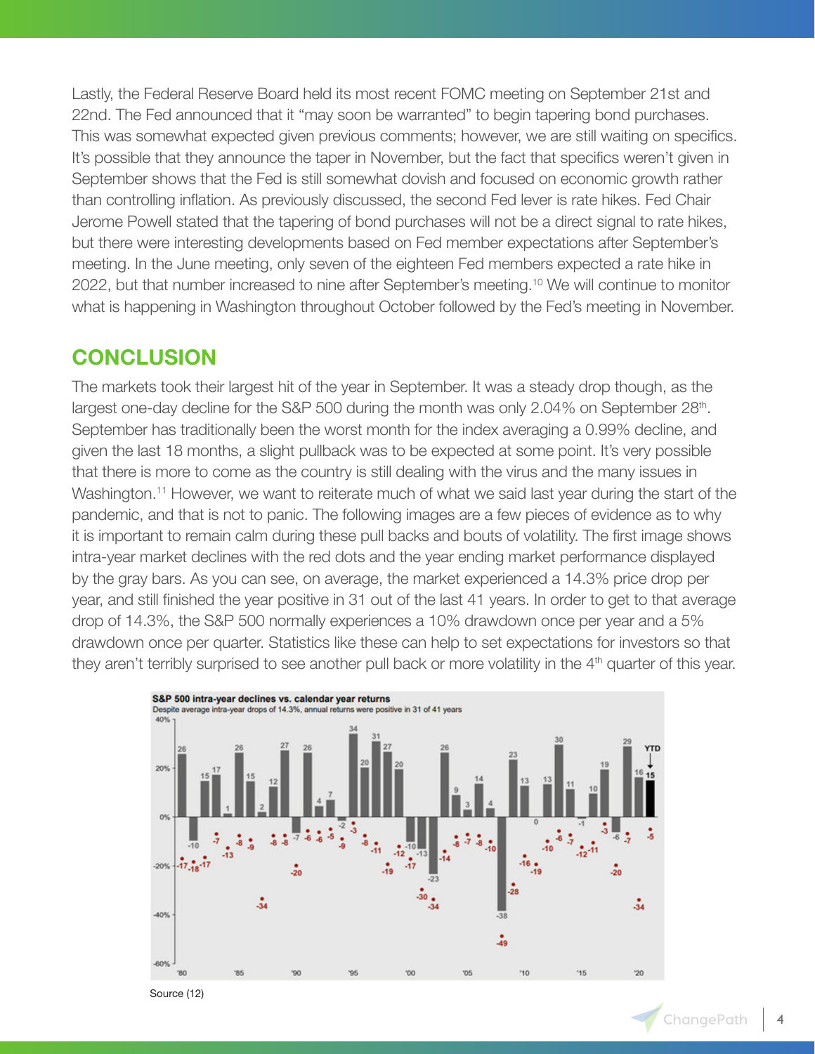Lastly, the Federal Reserve Board held its most recent FOMC meeting on September 21st and 22nd. The Fed announced that it "may soon be warranted" to begin tapering bond purchases. This was somewhat expected given previous comments; however, we are still waiting on specifics. It's possible that they announce the taper in November, but the fact that specifics weren't given in September shows that the Fed is still somewhat dovish and focused on economic growth rather than controlling inflation. As previously discussed, the second Fed lever is rate hikes. Fed Chair Jerome Powell stated that the tapering of bond purchases will not be a direct signal to rate hikes, but there were interesting developments based on Fed member expectations after September's meeting. In the June meeting, only seven of the eighteen Fed members expected a rate hike in 2022, but that number increased to nine after September's meeting.[10] We will continue to monitor what is happening in Washington throughout October followed by the Fed's meeting in November.

## CONCLUSION

The markets took their largest hit of the year in September. It was a steady drop though, as the largest one-day decline for the S&P 500 during the month was only 2.04% on September 28th. September has traditionally been the worst month for the index averaging a 0.99% decline, and given the last 18 months, a slight pullback was to be expected at some point. It's very possible that there is more to come as the country is still dealing with the virus and the many issues in Washington.[11] However, we want to reiterate much of what we said last year during the start of the pandemic, and that is not to panic. The following images are a few pieces of evidence as to why it is important to remain calm during these pull backs and bouts of volatility. The first image shows intra-year market declines with the red dots and the year ending market performance displayed by the gray bars. As you can see, on average, the market experienced a 14.3% price drop per year, and still finished the year positive in 31 out of the last 41 years. In order to get to that average drop of 14.3%, the S&P 500 normally experiences a 10% drawdown once per year and a 5% drawdown once per quarter. Statistics like these can help to set expectations for investors so that they aren't terribly surprised to see another pull back or more volatility in the 4th quarter of this year.

**S&P 500 intra-year declines vs. calendar year returns**
Despite average intra-year drops of 14.3%, annual returns were positive in 31 of 41 years

Source (12)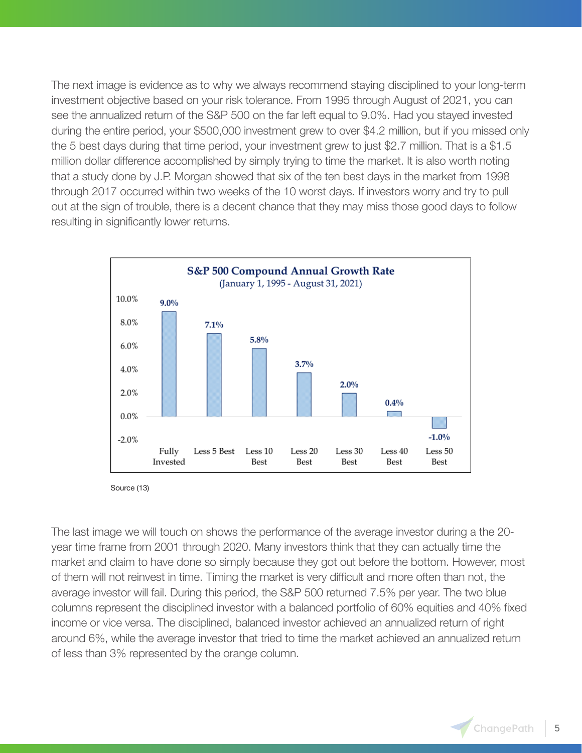The next image is evidence as to why we always recommend staying disciplined to your long-term investment objective based on your risk tolerance. From 1995 through August of 2021, you can see the annualized return of the S&P 500 on the far left equal to 9.0%. Had you stayed invested during the entire period, your $500,000 investment grew to over $4.2 million, but if you missed only the 5 best days during that time period, your investment grew to just $2.7 million. That is a $1.5 million dollar difference accomplished by simply trying to time the market. It is also worth noting that a study done by J.P. Morgan showed that six of the ten best days in the market from 1998 through 2017 occurred within two weeks of the 10 worst days. If investors worry and try to pull out at the sign of trouble, there is a decent chance that they may miss those good days to follow resulting in significantly lower returns.

**S&P 500 Compound Annual Growth Rate**
(January 1, 1995 - August 31, 2021)

| Fully Invested | Less 5 Best | Less 10 Best | Less 20 Best | Less 30 Best | Less 40 Best | Less 50 Best |
|---|---|---|---|---|---|---|
| 9.0% | 7.1% | 5.8% | 3.7% | 2.0% | 0.4% | -1.0% |

Source (13)

The last image we will touch on shows the performance of the average investor during a the 20-year time frame from 2001 through 2020. Many investors think that they can actually time the market and claim to have done so simply because they got out before the bottom. However, most of them will not reinvest in time. Timing the market is very difficult and more often than not, the average investor will fail. During this period, the S&P 500 returned 7.5% per year. The two blue columns represent the disciplined investor with a balanced portfolio of 60% equities and 40% fixed income or vice versa. The disciplined, balanced investor achieved an annualized return of right around 6%, while the average investor that tried to time the market achieved an annualized return of less than 3% represented by the orange column.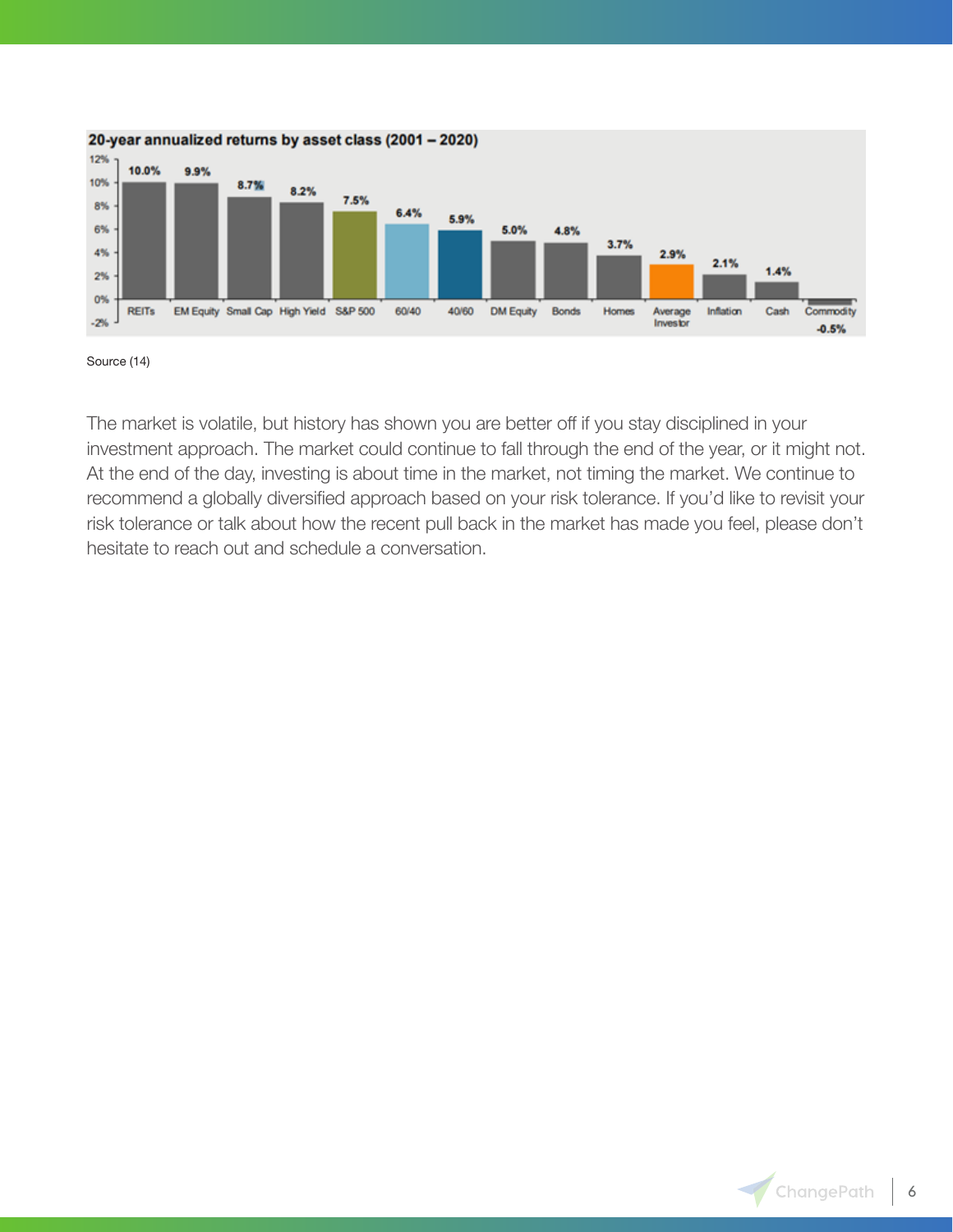**20-year annualized returns by asset class (2001 – 2020)**

| Asset class | Return |
| --- | --- |
| REITs | 10.0% |
| EM Equity | 9.9% |
| Small Cap | 8.7% |
| High Yield | 8.2% |
| S&P 500 | 7.5% |
| 60/40 | 6.4% |
| 40/60 | 5.9% |
| DM Equity | 5.0% |
| Bonds | 4.8% |
| Homes | 3.7% |
| Average Investor | 2.9% |
| Inflation | 2.1% |
| Cash | 1.4% |
| Commodity | -0.5% |

Source (14)

The market is volatile, but history has shown you are better off if you stay disciplined in your investment approach. The market could continue to fall through the end of the year, or it might not. At the end of the day, investing is about time in the market, not timing the market. We continue to recommend a globally diversified approach based on your risk tolerance. If you'd like to revisit your risk tolerance or talk about how the recent pull back in the market has made you feel, please don't hesitate to reach out and schedule a conversation.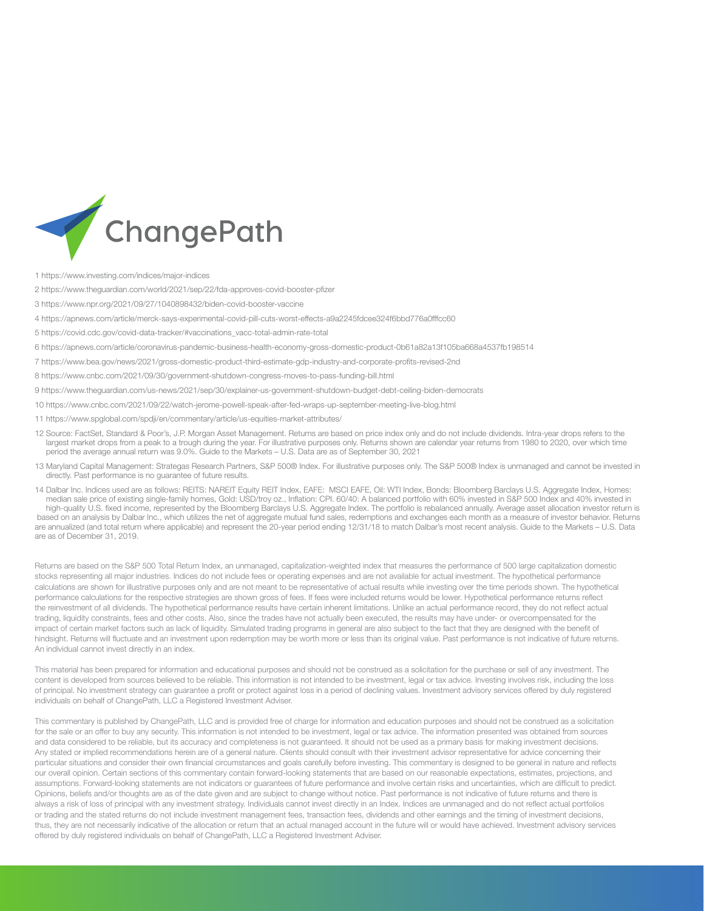ChangePath

1 https://www.investing.com/indices/major-indices

2 https://www.theguardian.com/world/2021/sep/22/fda-approves-covid-booster-pfizer

3 https://www.npr.org/2021/09/27/1040898432/biden-covid-booster-vaccine

4 https://apnews.com/article/merck-says-experimental-covid-pill-cuts-worst-effects-a9a2245fdcee324f6bbd776a0fffcc60

5 https://covid.cdc.gov/covid-data-tracker/#vaccinations_vacc-total-admin-rate-total

6 https://apnews.com/article/coronavirus-pandemic-business-health-economy-gross-domestic-product-0b61a82a13f105ba668a4537fb198514

7 https://www.bea.gov/news/2021/gross-domestic-product-third-estimate-gdp-industry-and-corporate-profits-revised-2nd

8 https://www.cnbc.com/2021/09/30/government-shutdown-congress-moves-to-pass-funding-bill.html

9 https://www.theguardian.com/us-news/2021/sep/30/explainer-us-government-shutdown-budget-debt-ceiling-biden-democrats

10 https://www.cnbc.com/2021/09/22/watch-jerome-powell-speak-after-fed-wraps-up-september-meeting-live-blog.html

11 https://www.spglobal.com/spdji/en/commentary/article/us-equities-market-attributes/

12 Source: FactSet, Standard & Poor's, J.P. Morgan Asset Management. Returns are based on price index only and do not include dividends. Intra-year drops refers to the largest market drops from a peak to a trough during the year. For illustrative purposes only. Returns shown are calendar year returns from 1980 to 2020, over which time period the average annual return was 9.0%. Guide to the Markets – U.S. Data are as of September 30, 2021

13 Maryland Capital Management: Strategas Research Partners, S&P 500® Index. For illustrative purposes only. The S&P 500® Index is unmanaged and cannot be invested in directly. Past performance is no guarantee of future results.

14 Dalbar Inc. Indices used are as follows: REITS: NAREIT Equity REIT Index, EAFE: MSCI EAFE, Oil: WTI Index, Bonds: Bloomberg Barclays U.S. Aggregate Index, Homes: median sale price of existing single-family homes, Gold: USD/troy oz., Inflation: CPI. 60/40: A balanced portfolio with 60% invested in S&P 500 Index and 40% invested in high-quality U.S. fixed income, represented by the Bloomberg Barclays U.S. Aggregate Index. The portfolio is rebalanced annually. Average asset allocation investor return is based on an analysis by Dalbar Inc., which utilizes the net of aggregate mutual fund sales, redemptions and exchanges each month as a measure of investor behavior. Returns are annualized (and total return where applicable) and represent the 20-year period ending 12/31/18 to match Dalbar's most recent analysis. Guide to the Markets – U.S. Data are as of December 31, 2019.

Returns are based on the S&P 500 Total Return Index, an unmanaged, capitalization-weighted index that measures the performance of 500 large capitalization domestic stocks representing all major industries. Indices do not include fees or operating expenses and are not available for actual investment. The hypothetical performance calculations are shown for illustrative purposes only and are not meant to be representative of actual results while investing over the time periods shown. The hypothetical performance calculations for the respective strategies are shown gross of fees. If fees were included returns would be lower. Hypothetical performance returns reflect the reinvestment of all dividends. The hypothetical performance results have certain inherent limitations. Unlike an actual performance record, they do not reflect actual trading, liquidity constraints, fees and other costs. Also, since the trades have not actually been executed, the results may have under- or overcompensated for the impact of certain market factors such as lack of liquidity. Simulated trading programs in general are also subject to the fact that they are designed with the benefit of hindsight. Returns will fluctuate and an investment upon redemption may be worth more or less than its original value. Past performance is not indicative of future returns. An individual cannot invest directly in an index.

This material has been prepared for information and educational purposes and should not be construed as a solicitation for the purchase or sell of any investment. The content is developed from sources believed to be reliable. This information is not intended to be investment, legal or tax advice. Investing involves risk, including the loss of principal. No investment strategy can guarantee a profit or protect against loss in a period of declining values. Investment advisory services offered by duly registered individuals on behalf of ChangePath, LLC a Registered Investment Adviser.

This commentary is published by ChangePath, LLC and is provided free of charge for information and education purposes and should not be construed as a solicitation for the sale or an offer to buy any security. This information is not intended to be investment, legal or tax advice. The information presented was obtained from sources and data considered to be reliable, but its accuracy and completeness is not guaranteed. It should not be used as a primary basis for making investment decisions. Any stated or implied recommendations herein are of a general nature. Clients should consult with their investment advisor representative for advice concerning their particular situations and consider their own financial circumstances and goals carefully before investing. This commentary is designed to be general in nature and reflects our overall opinion. Certain sections of this commentary contain forward-looking statements that are based on our reasonable expectations, estimates, projections, and assumptions. Forward-looking statements are not indicators or guarantees of future performance and involve certain risks and uncertainties, which are difficult to predict. Opinions, beliefs and/or thoughts are as of the date given and are subject to change without notice. Past performance is not indicative of future returns and there is always a risk of loss of principal with any investment strategy. Individuals cannot invest directly in an Index. Indices are unmanaged and do not reflect actual portfolios or trading and the stated returns do not include investment management fees, transaction fees, dividends and other earnings and the timing of investment decisions, thus, they are not necessarily indicative of the allocation or return that an actual managed account in the future will or would have achieved. Investment advisory services offered by duly registered individuals on behalf of ChangePath, LLC a Registered Investment Adviser.